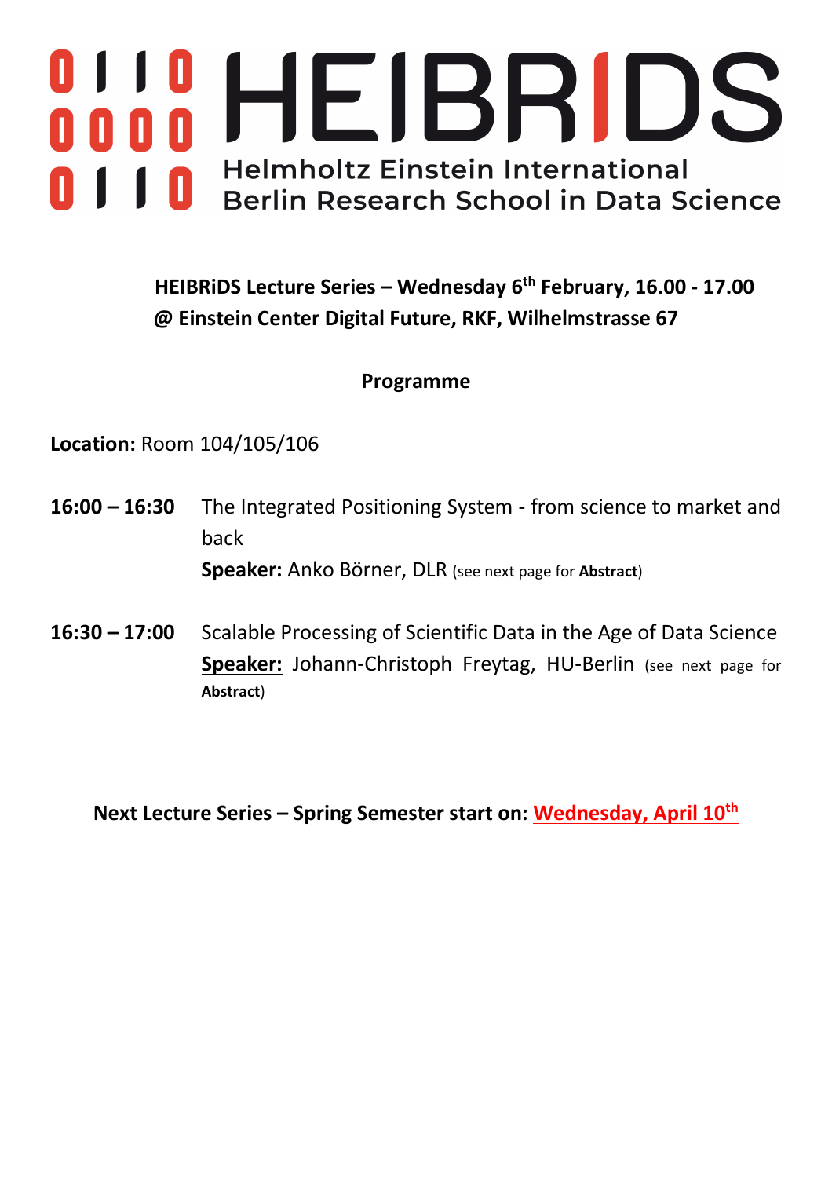# HEIBRIDS

Helmholtz Einstein International Berlin Research School in Data Science

**HEIBRiDS Lecture Series – Wednesday 6th February, 16.00 - 17.00**
**@ Einstein Center Digital Future, RKF, Wilhelmstrasse 67**

## Programme

**Location:** Room 104/105/106

**16:00 – 16:30** The Integrated Positioning System - from science to market and back
**Speaker:** Anko Börner, DLR (see next page for **Abstract**)

**16:30 – 17:00** Scalable Processing of Scientific Data in the Age of Data Science
**Speaker:** Johann-Christoph Freytag, HU-Berlin (see next page for **Abstract**)

**Next Lecture Series – Spring Semester start on: Wednesday, April 10th**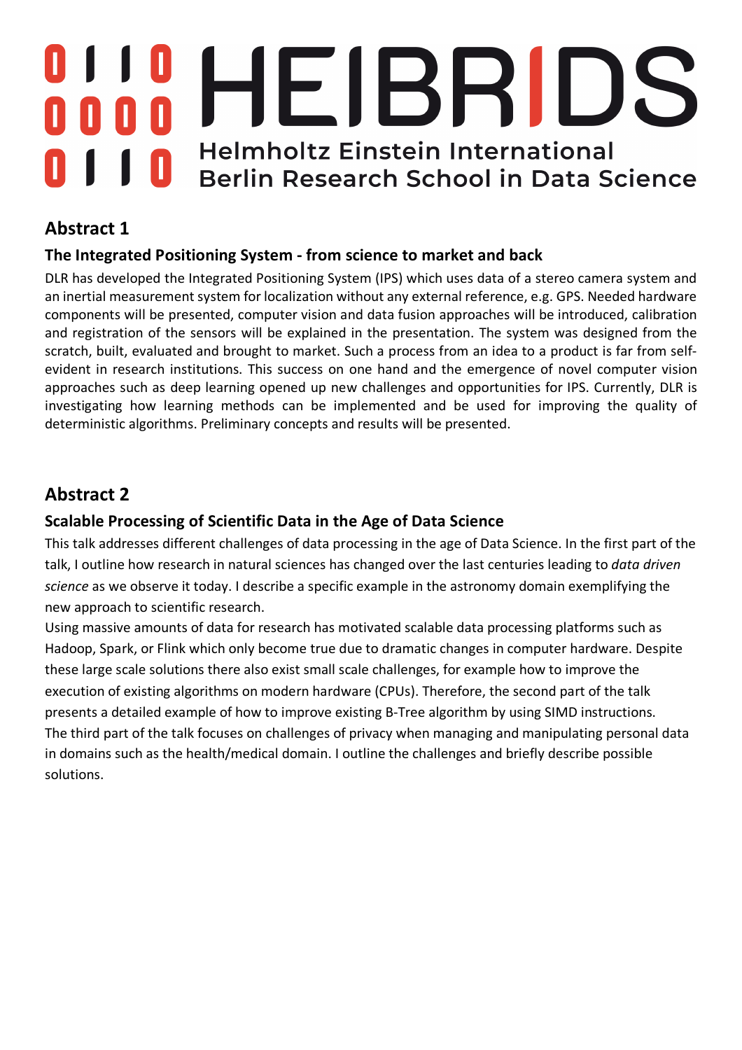# HEIBRIDS

Helmholtz Einstein International Berlin Research School in Data Science

## Abstract 1

### The Integrated Positioning System - from science to market and back

DLR has developed the Integrated Positioning System (IPS) which uses data of a stereo camera system and an inertial measurement system for localization without any external reference, e.g. GPS. Needed hardware components will be presented, computer vision and data fusion approaches will be introduced, calibration and registration of the sensors will be explained in the presentation. The system was designed from the scratch, built, evaluated and brought to market. Such a process from an idea to a product is far from self-evident in research institutions. This success on one hand and the emergence of novel computer vision approaches such as deep learning opened up new challenges and opportunities for IPS. Currently, DLR is investigating how learning methods can be implemented and be used for improving the quality of deterministic algorithms. Preliminary concepts and results will be presented.

## Abstract 2

### Scalable Processing of Scientific Data in the Age of Data Science

This talk addresses different challenges of data processing in the age of Data Science. In the first part of the talk, I outline how research in natural sciences has changed over the last centuries leading to *data driven science* as we observe it today. I describe a specific example in the astronomy domain exemplifying the new approach to scientific research.

Using massive amounts of data for research has motivated scalable data processing platforms such as Hadoop, Spark, or Flink which only become true due to dramatic changes in computer hardware. Despite these large scale solutions there also exist small scale challenges, for example how to improve the execution of existing algorithms on modern hardware (CPUs). Therefore, the second part of the talk presents a detailed example of how to improve existing B-Tree algorithm by using SIMD instructions.

The third part of the talk focuses on challenges of privacy when managing and manipulating personal data in domains such as the health/medical domain. I outline the challenges and briefly describe possible solutions.